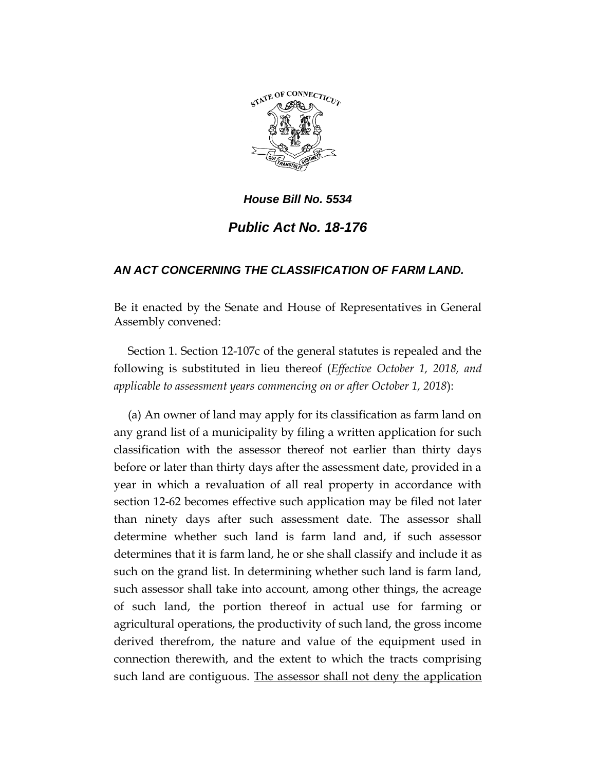*House Bill No. 5534*

## *Public Act No. 18-176*

### *AN ACT CONCERNING THE CLASSIFICATION OF FARM LAND.*

Be it enacted by the Senate and House of Representatives in General Assembly convened:

Section 1. Section 12-107c of the general statutes is repealed and the following is substituted in lieu thereof (*Effective October 1, 2018, and applicable to assessment years commencing on or after October 1, 2018*):

(a) An owner of land may apply for its classification as farm land on any grand list of a municipality by filing a written application for such classification with the assessor thereof not earlier than thirty days before or later than thirty days after the assessment date, provided in a year in which a revaluation of all real property in accordance with section 12-62 becomes effective such application may be filed not later than ninety days after such assessment date. The assessor shall determine whether such land is farm land and, if such assessor determines that it is farm land, he or she shall classify and include it as such on the grand list. In determining whether such land is farm land, such assessor shall take into account, among other things, the acreage of such land, the portion thereof in actual use for farming or agricultural operations, the productivity of such land, the gross income derived therefrom, the nature and value of the equipment used in connection therewith, and the extent to which the tracts comprising such land are contiguous. <u>The assessor shall not deny the application</u>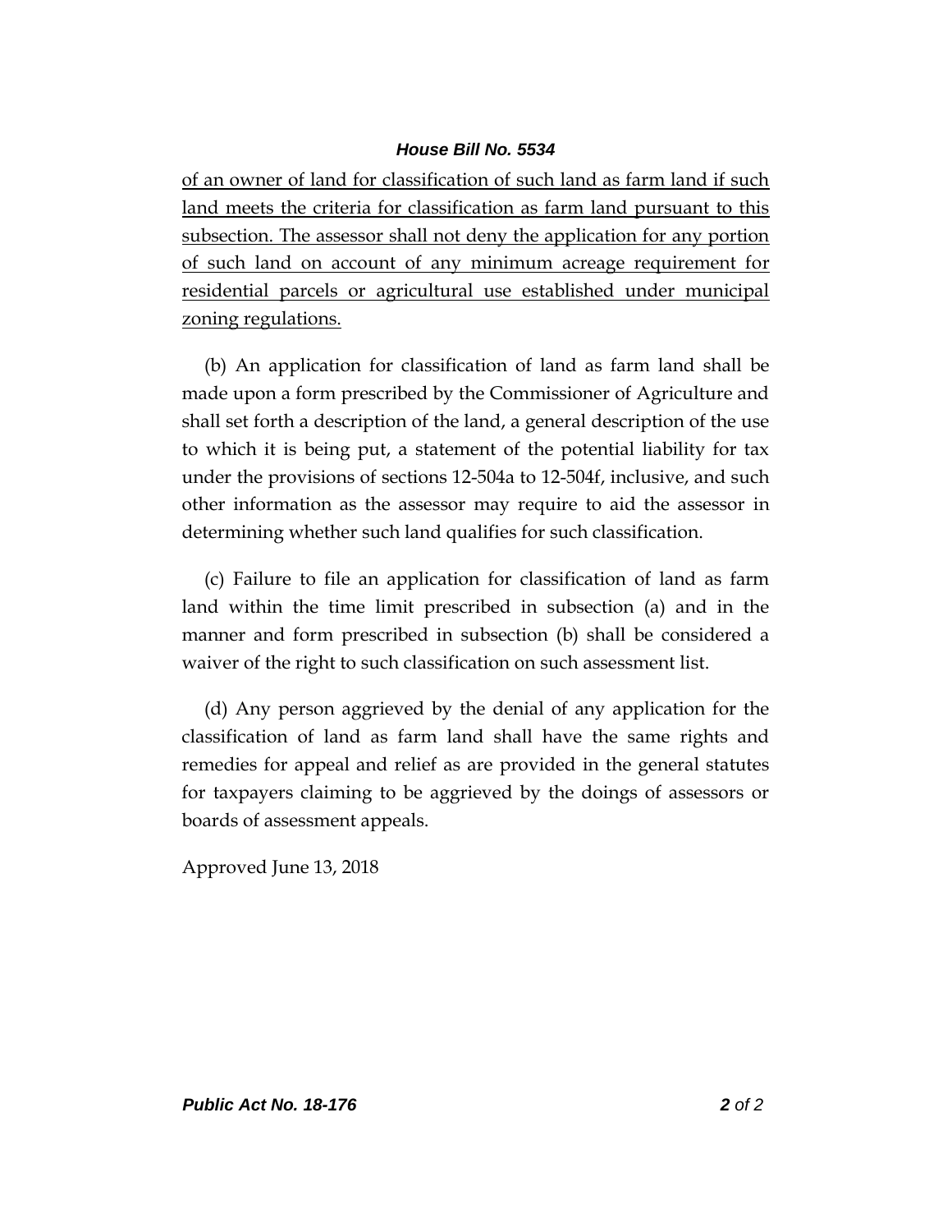of an owner of land for classification of such land as farm land if such land meets the criteria for classification as farm land pursuant to this subsection. The assessor shall not deny the application for any portion of such land on account of any minimum acreage requirement for residential parcels or agricultural use established under municipal zoning regulations.

(b) An application for classification of land as farm land shall be made upon a form prescribed by the Commissioner of Agriculture and shall set forth a description of the land, a general description of the use to which it is being put, a statement of the potential liability for tax under the provisions of sections 12-504a to 12-504f, inclusive, and such other information as the assessor may require to aid the assessor in determining whether such land qualifies for such classification.

(c) Failure to file an application for classification of land as farm land within the time limit prescribed in subsection (a) and in the manner and form prescribed in subsection (b) shall be considered a waiver of the right to such classification on such assessment list.

(d) Any person aggrieved by the denial of any application for the classification of land as farm land shall have the same rights and remedies for appeal and relief as are provided in the general statutes for taxpayers claiming to be aggrieved by the doings of assessors or boards of assessment appeals.

Approved June 13, 2018